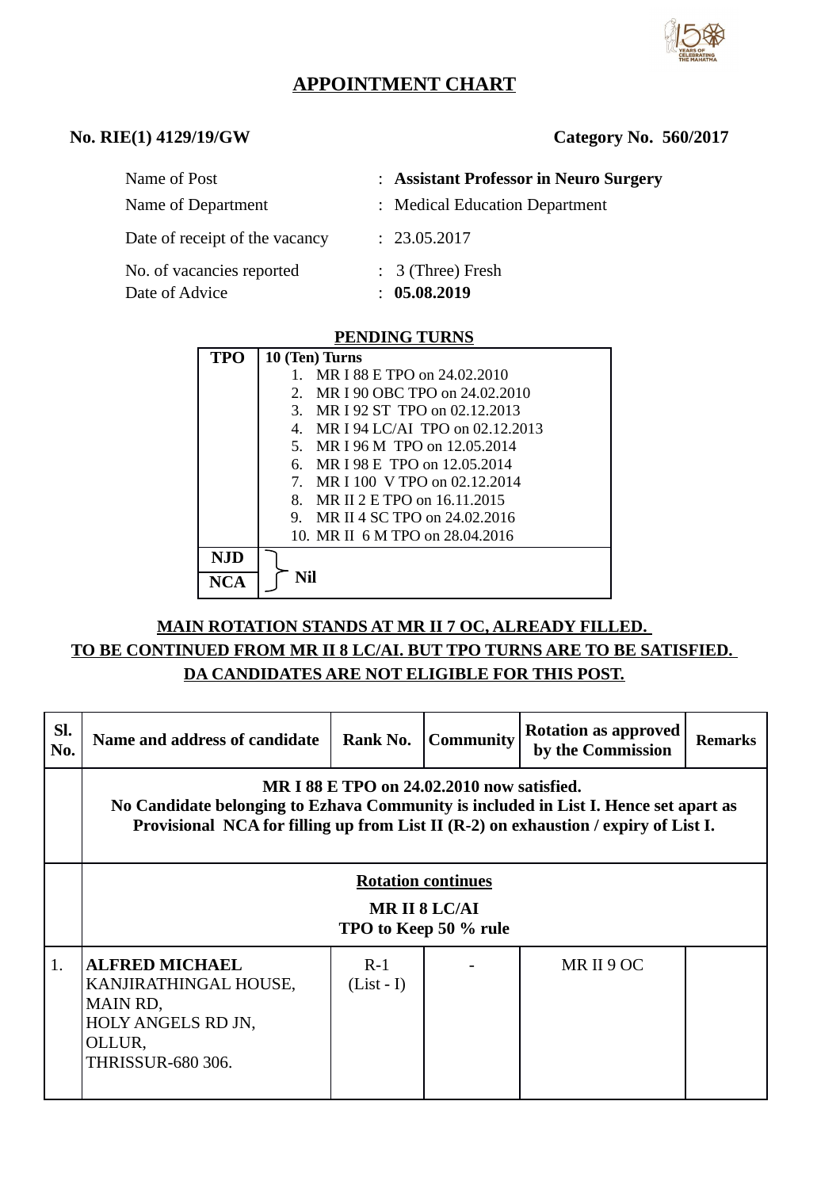# APPOINTMENT CHART

**No. RIE(1) 4129/19/GW** **Category No. 560/2017**

| | | |
|---|---|---|
| Name of Post | : | **Assistant Professor in Neuro Surgery** |
| Name of Department | : | Medical Education Department |
| Date of receipt of the vacancy | : | 23.05.2017 |
| No. of vacancies reported | : | 3 (Three) Fresh |
| Date of Advice | : | **05.08.2019** |

## PENDING TURNS

| | |
|---|---|
| **TPO** | **10 (Ten) Turns**<br>1. MR I 88 E TPO on 24.02.2010<br>2. MR I 90 OBC TPO on 24.02.2010<br>3. MR I 92 ST TPO on 02.12.2013<br>4. MR I 94 LC/AI TPO on 02.12.2013<br>5. MR I 96 M TPO on 12.05.2014<br>6. MR I 98 E TPO on 12.05.2014<br>7. MR I 100 V TPO on 02.12.2014<br>8. MR II 2 E TPO on 16.11.2015<br>9. MR II 4 SC TPO on 24.02.2016<br>10. MR II 6 M TPO on 28.04.2016 |
| **NJD** | **Nil** |
| **NCA** | **Nil** |

**MAIN ROTATION STANDS AT MR II 7 OC, ALREADY FILLED.**
**TO BE CONTINUED FROM MR II 8 LC/AI. BUT TPO TURNS ARE TO BE SATISFIED.**
**DA CANDIDATES ARE NOT ELIGIBLE FOR THIS POST.**

| Sl. No. | Name and address of candidate | Rank No. | Community | Rotation as approved by the Commission | Remarks |
|---|---|---|---|---|---|
| | **MR I 88 E TPO on 24.02.2010 now satisfied.**<br>**No Candidate belonging to Ezhava Community is included in List I. Hence set apart as Provisional NCA for filling up from List II (R-2) on exhaustion / expiry of List I.** | | | | |
| | **Rotation continues**<br>**MR II 8 LC/AI**<br>**TPO to Keep 50 % rule** | | | | |
| 1. | **ALFRED MICHAEL**<br>KANJIRATHINGAL HOUSE,<br>MAIN RD,<br>HOLY ANGELS RD JN,<br>OLLUR,<br>THRISSUR-680 306. | R-1<br>(List - I) | - | MR II 9 OC | |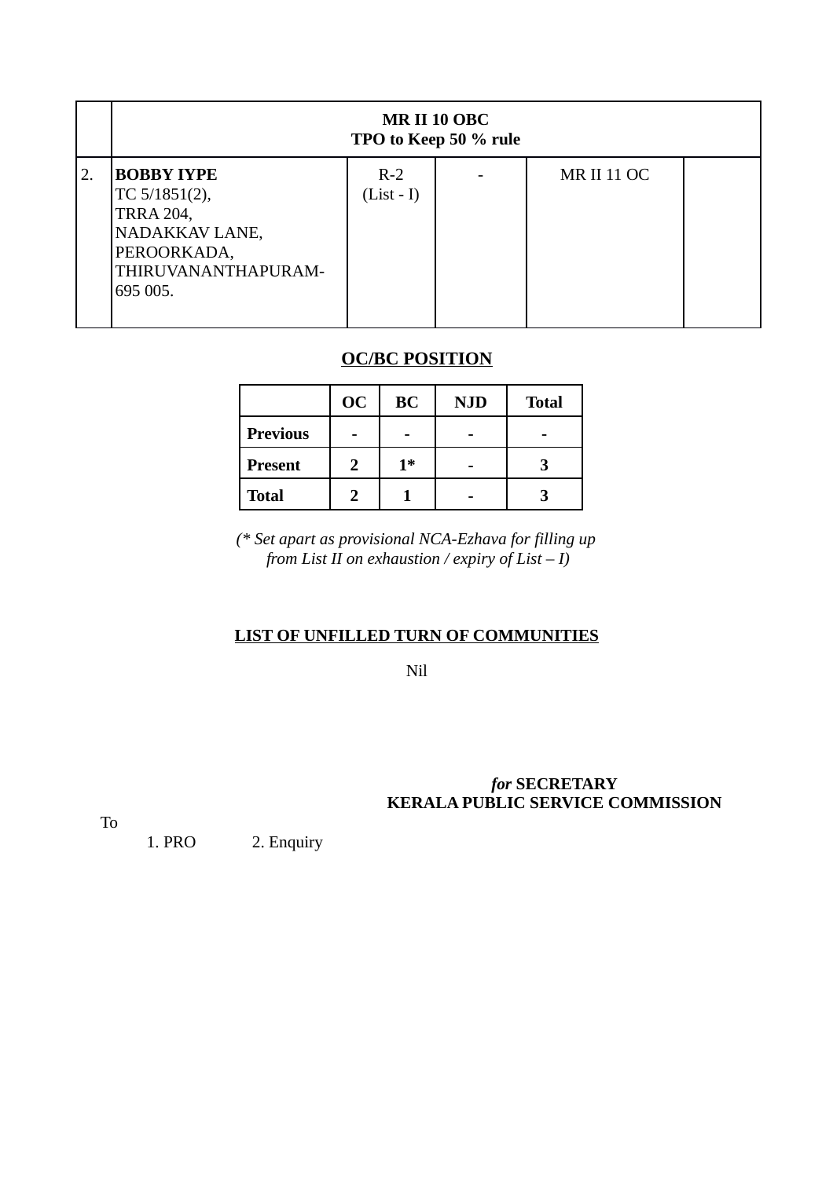| | | | | | |
|---|---|---|---|---|---|
| | **MR II 10 OBC**<br>**TPO to Keep 50 % rule** | | | | |
| 2. | **BOBBY IYPE**<br>TC 5/1851(2),<br>TRRA 204,<br>NADAKKAV LANE,<br>PEROORKADA,<br>THIRUVANANTHAPURAM-695 005. | R-2<br>(List - I) | - | MR II 11 OC | |

## OC/BC POSITION

| | OC | BC | NJD | Total |
|---|---|---|---|---|
| **Previous** | **-** | **-** | **-** | **-** |
| **Present** | **2** | **1*** | **-** | **3** |
| **Total** | **2** | **1** | **-** | **3** |

*(* Set apart as provisional NCA-Ezhava for filling up from List II on exhaustion / expiry of List – I)*

## LIST OF UNFILLED TURN OF COMMUNITIES

Nil

***for*** **SECRETARY**
**KERALA PUBLIC SERVICE COMMISSION**

To

1. PRO 2. Enquiry